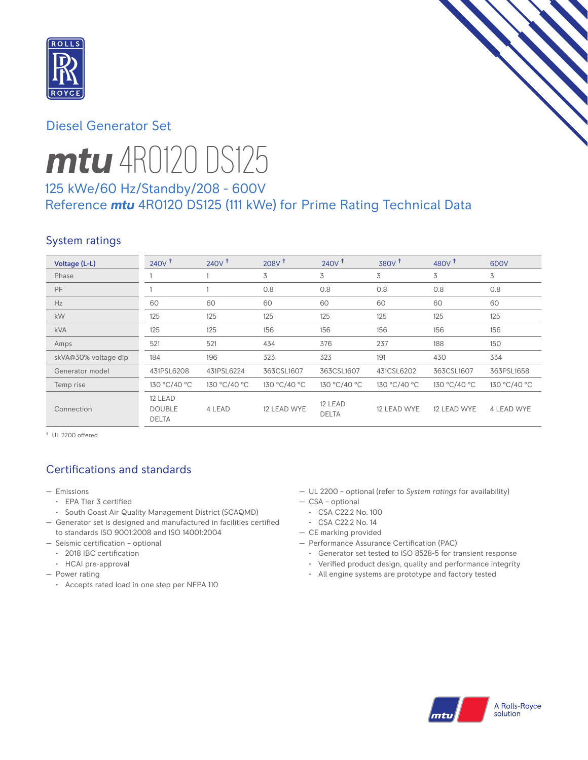Diesel Generator Set

# mtu 4R0120 DS125

## 125 kWe/60 Hz/Standby/208 - 600V
## Reference mtu 4R0120 DS125 (111 kWe) for Prime Rating Technical Data

## System ratings

| Voltage (L-L) | 240V † | 240V † | 208V † | 240V † | 380V † | 480V † | 600V |
|---|---|---|---|---|---|---|---|
| Phase | 1 | 1 | 3 | 3 | 3 | 3 | 3 |
| PF | 1 | 1 | 0.8 | 0.8 | 0.8 | 0.8 | 0.8 |
| Hz | 60 | 60 | 60 | 60 | 60 | 60 | 60 |
| kW | 125 | 125 | 125 | 125 | 125 | 125 | 125 |
| kVA | 125 | 125 | 156 | 156 | 156 | 156 | 156 |
| Amps | 521 | 521 | 434 | 376 | 237 | 188 | 150 |
| skVA@30% voltage dip | 184 | 196 | 323 | 323 | 191 | 430 | 334 |
| Generator model | 431PSL6208 | 431PSL6224 | 363CSL1607 | 363CSL1607 | 431CSL6202 | 363CSL1607 | 363PSL1658 |
| Temp rise | 130 °C/40 °C | 130 °C/40 °C | 130 °C/40 °C | 130 °C/40 °C | 130 °C/40 °C | 130 °C/40 °C | 130 °C/40 °C |
| Connection | 12 LEAD DOUBLE DELTA | 4 LEAD | 12 LEAD WYE | 12 LEAD DELTA | 12 LEAD WYE | 12 LEAD WYE | 4 LEAD WYE |

† UL 2200 offered

## Certifications and standards

- Emissions
  - EPA Tier 3 certified
  - South Coast Air Quality Management District (SCAQMD)
- Generator set is designed and manufactured in facilities certified to standards ISO 9001:2008 and ISO 14001:2004
- Seismic certification – optional
  - 2018 IBC certification
  - HCAI pre-approval
- Power rating
  - Accepts rated load in one step per NFPA 110
- UL 2200 – optional (refer to *System ratings* for availability)
- CSA – optional
  - CSA C22.2 No. 100
  - CSA C22.2 No. 14
- CE marking provided
- Performance Assurance Certification (PAC)
  - Generator set tested to ISO 8528-5 for transient response
  - Verified product design, quality and performance integrity
  - All engine systems are prototype and factory tested

A Rolls-Royce solution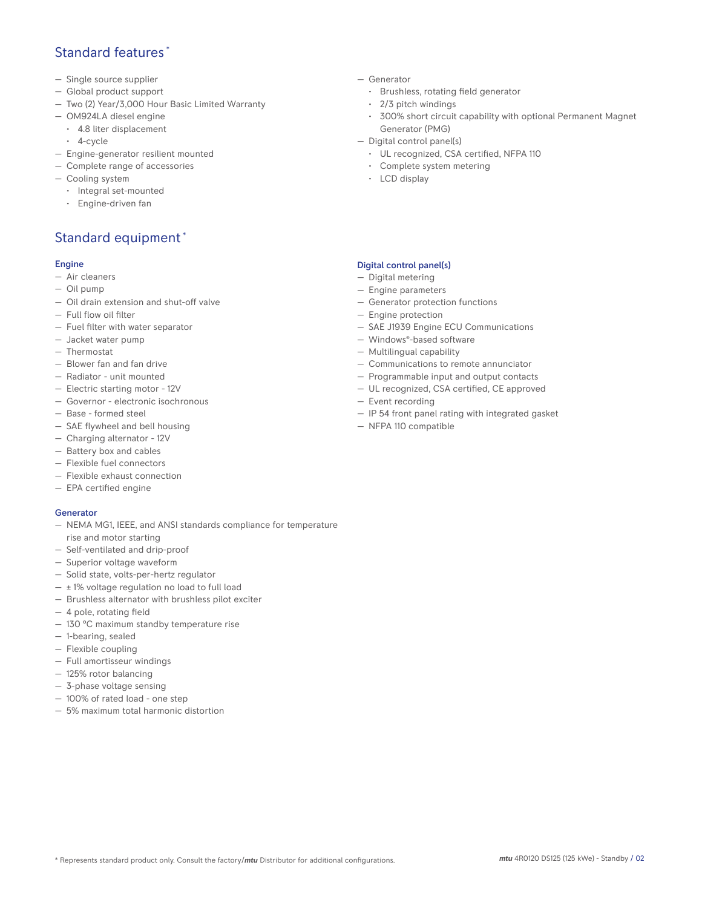## Standard features*

- Single source supplier
- Global product support
- Two (2) Year/3,000 Hour Basic Limited Warranty
- OM924LA diesel engine
  - 4.8 liter displacement
  - 4-cycle
- Engine-generator resilient mounted
- Complete range of accessories
- Cooling system
  - Integral set-mounted
  - Engine-driven fan
- Generator
  - Brushless, rotating field generator
  - 2/3 pitch windings
  - 300% short circuit capability with optional Permanent Magnet Generator (PMG)
- Digital control panel(s)
  - UL recognized, CSA certified, NFPA 110
  - Complete system metering
  - LCD display

## Standard equipment*

### Engine

- Air cleaners
- Oil pump
- Oil drain extension and shut-off valve
- Full flow oil filter
- Fuel filter with water separator
- Jacket water pump
- Thermostat
- Blower fan and fan drive
- Radiator - unit mounted
- Electric starting motor - 12V
- Governor - electronic isochronous
- Base - formed steel
- SAE flywheel and bell housing
- Charging alternator - 12V
- Battery box and cables
- Flexible fuel connectors
- Flexible exhaust connection
- EPA certified engine

### Generator

- NEMA MG1, IEEE, and ANSI standards compliance for temperature rise and motor starting
- Self-ventilated and drip-proof
- Superior voltage waveform
- Solid state, volts-per-hertz regulator
- ± 1% voltage regulation no load to full load
- Brushless alternator with brushless pilot exciter
- 4 pole, rotating field
- 130 °C maximum standby temperature rise
- 1-bearing, sealed
- Flexible coupling
- Full amortisseur windings
- 125% rotor balancing
- 3-phase voltage sensing
- 100% of rated load - one step
- 5% maximum total harmonic distortion

### Digital control panel(s)

- Digital metering
- Engine parameters
- Generator protection functions
- Engine protection
- SAE J1939 Engine ECU Communications
- Windows®-based software
- Multilingual capability
- Communications to remote annunciator
- Programmable input and output contacts
- UL recognized, CSA certified, CE approved
- Event recording
- IP 54 front panel rating with integrated gasket
- NFPA 110 compatible

* Represents standard product only. Consult the factory/***mtu*** Distributor for additional configurations.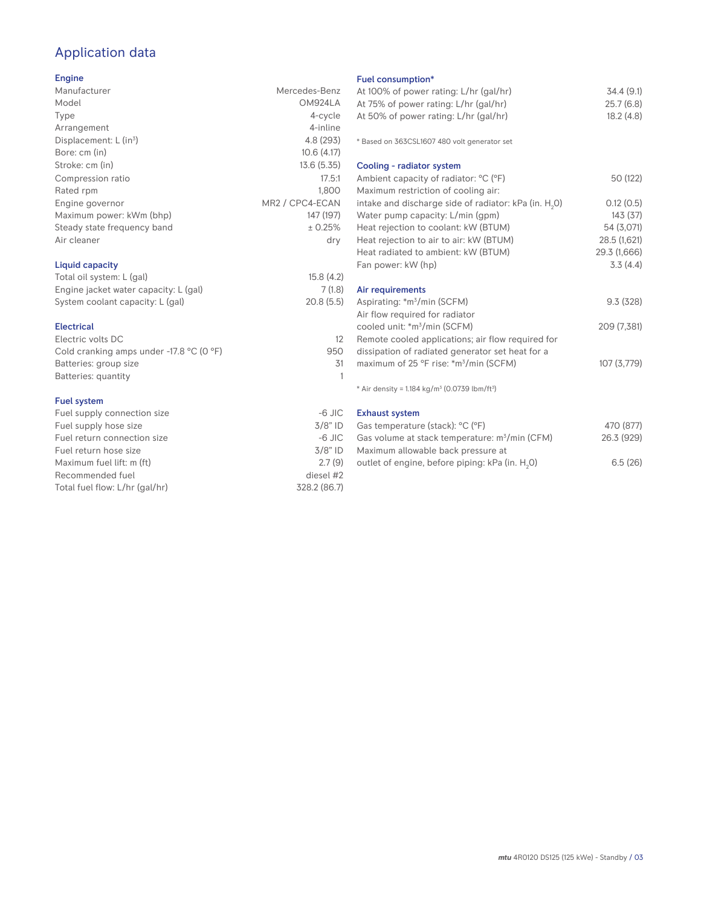# Application data

### Engine

| | |
|---|---|
| Manufacturer | Mercedes-Benz |
| Model | OM924LA |
| Type | 4-cycle |
| Arrangement | 4-inline |
| Displacement: L ($in^3$) | 4.8 (293) |
| Bore: cm (in) | 10.6 (4.17) |
| Stroke: cm (in) | 13.6 (5.35) |
| Compression ratio | 17.5:1 |
| Rated rpm | 1,800 |
| Engine governor | MR2 / CPC4-ECAN |
| Maximum power: kWm (bhp) | 147 (197) |
| Steady state frequency band | ± 0.25% |
| Air cleaner | dry |

### Liquid capacity

| | |
|---|---|
| Total oil system: L (gal) | 15.8 (4.2) |
| Engine jacket water capacity: L (gal) | 7 (1.8) |
| System coolant capacity: L (gal) | 20.8 (5.5) |

### Electrical

| | |
|---|---|
| Electric volts DC | 12 |
| Cold cranking amps under -17.8 °C (0 °F) | 950 |
| Batteries: group size | 31 |
| Batteries: quantity | 1 |

### Fuel system

| | |
|---|---|
| Fuel supply connection size | -6 JIC |
| Fuel supply hose size | 3/8" ID |
| Fuel return connection size | -6 JIC |
| Fuel return hose size | 3/8" ID |
| Maximum fuel lift: m (ft) | 2.7 (9) |
| Recommended fuel | diesel #2 |
| Total fuel flow: L/hr (gal/hr) | 328.2 (86.7) |

### Fuel consumption*

| | |
|---|---|
| At 100% of power rating: L/hr (gal/hr) | 34.4 (9.1) |
| At 75% of power rating: L/hr (gal/hr) | 25.7 (6.8) |
| At 50% of power rating: L/hr (gal/hr) | 18.2 (4.8) |

* Based on 363CSL1607 480 volt generator set

### Cooling - radiator system

| | |
|---|---|
| Ambient capacity of radiator: °C (°F) | 50 (122) |
| Maximum restriction of cooling air: intake and discharge side of radiator: kPa (in. $H_2O$) | 0.12 (0.5) |
| Water pump capacity: L/min (gpm) | 143 (37) |
| Heat rejection to coolant: kW (BTUM) | 54 (3,071) |
| Heat rejection to air to air: kW (BTUM) | 28.5 (1,621) |
| Heat radiated to ambient: kW (BTUM) | 29.3 (1,666) |
| Fan power: kW (hp) | 3.3 (4.4) |

### Air requirements

| | |
|---|---|
| Aspirating: *$m^3$/min (SCFM) | 9.3 (328) |
| Air flow required for radiator cooled unit: *$m^3$/min (SCFM) | 209 (7,381) |
| Remote cooled applications; air flow required for dissipation of radiated generator set heat for a maximum of 25 °F rise: *$m^3$/min (SCFM) | 107 (3,779) |

* Air density = 1.184 kg/$m^3$ (0.0739 lbm/$ft^3$)

### Exhaust system

| | |
|---|---|
| Gas temperature (stack): °C (°F) | 470 (877) |
| Gas volume at stack temperature: $m^3$/min (CFM) | 26.3 (929) |
| Maximum allowable back pressure at outlet of engine, before piping: kPa (in. $H_2O$) | 6.5 (26) |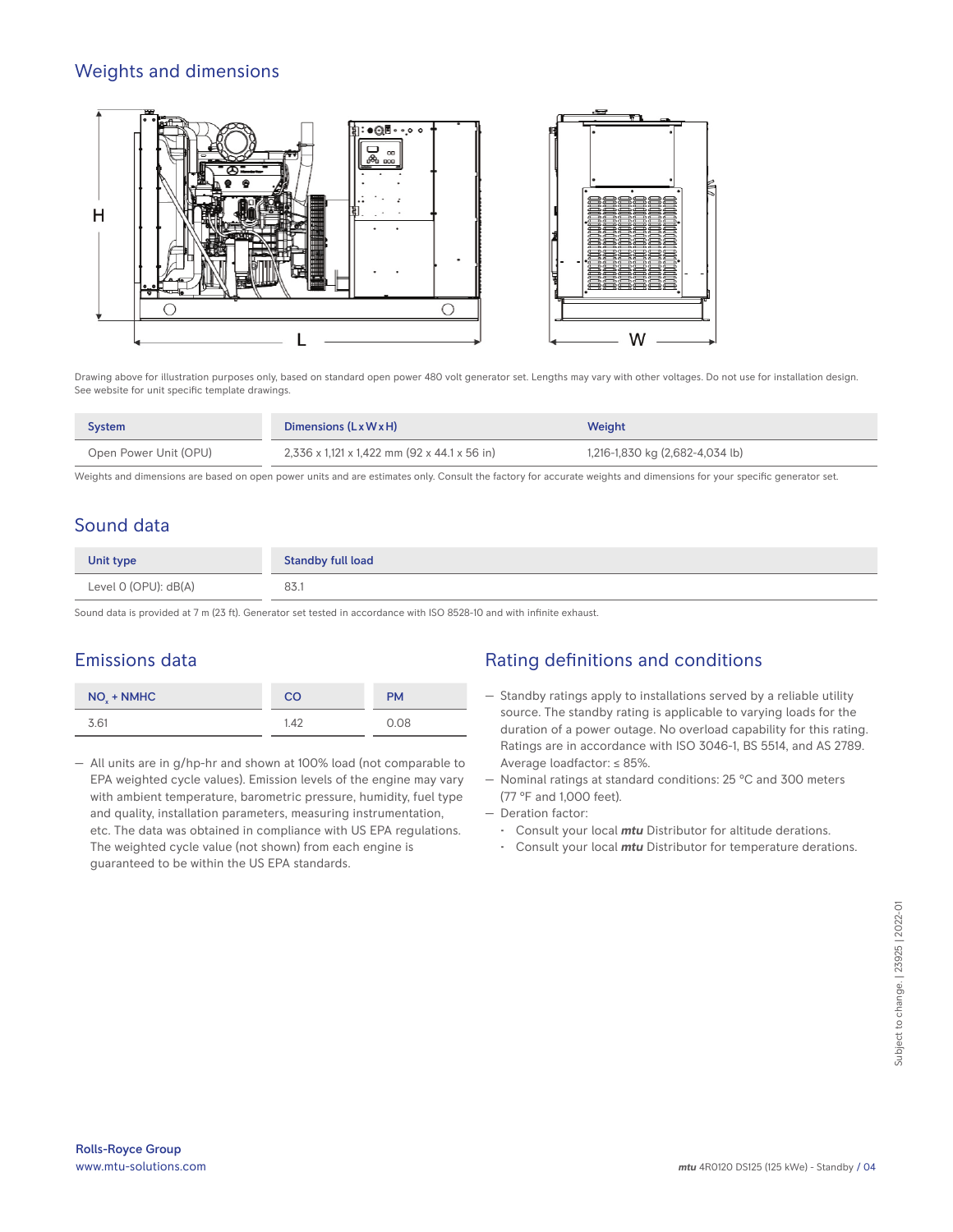## Weights and dimensions

H

L

W

Drawing above for illustration purposes only, based on standard open power 480 volt generator set. Lengths may vary with other voltages. Do not use for installation design. See website for unit specific template drawings.

| System | Dimensions (L x W x H) | Weight |
|---|---|---|
| Open Power Unit (OPU) | 2,336 x 1,121 x 1,422 mm (92 x 44.1 x 56 in) | 1,216-1,830 kg (2,682-4,034 lb) |

Weights and dimensions are based on open power units and are estimates only. Consult the factory for accurate weights and dimensions for your specific generator set.

## Sound data

| Unit type | Standby full load |
|---|---|
| Level 0 (OPU): dB(A) | 83.1 |

Sound data is provided at 7 m (23 ft). Generator set tested in accordance with ISO 8528-10 and with infinite exhaust.

## Emissions data

| $NO_x$ + NMHC | CO | PM |
|---|---|---|
| 3.61 | 1.42 | 0.08 |

— All units are in g/hp-hr and shown at 100% load (not comparable to EPA weighted cycle values). Emission levels of the engine may vary with ambient temperature, barometric pressure, humidity, fuel type and quality, installation parameters, measuring instrumentation, etc. The data was obtained in compliance with US EPA regulations. The weighted cycle value (not shown) from each engine is guaranteed to be within the US EPA standards.

## Rating definitions and conditions

— Standby ratings apply to installations served by a reliable utility source. The standby rating is applicable to varying loads for the duration of a power outage. No overload capability for this rating. Ratings are in accordance with ISO 3046-1, BS 5514, and AS 2789. Average loadfactor: ≤ 85%.

— Nominal ratings at standard conditions: 25 °C and 300 meters (77 °F and 1,000 feet).

— Deration factor:

- Consult your local ***mtu*** Distributor for altitude derations.
- Consult your local ***mtu*** Distributor for temperature derations.

Subject to change. | 23925 | 2022-01

Rolls-Royce Group
www.mtu-solutions.com